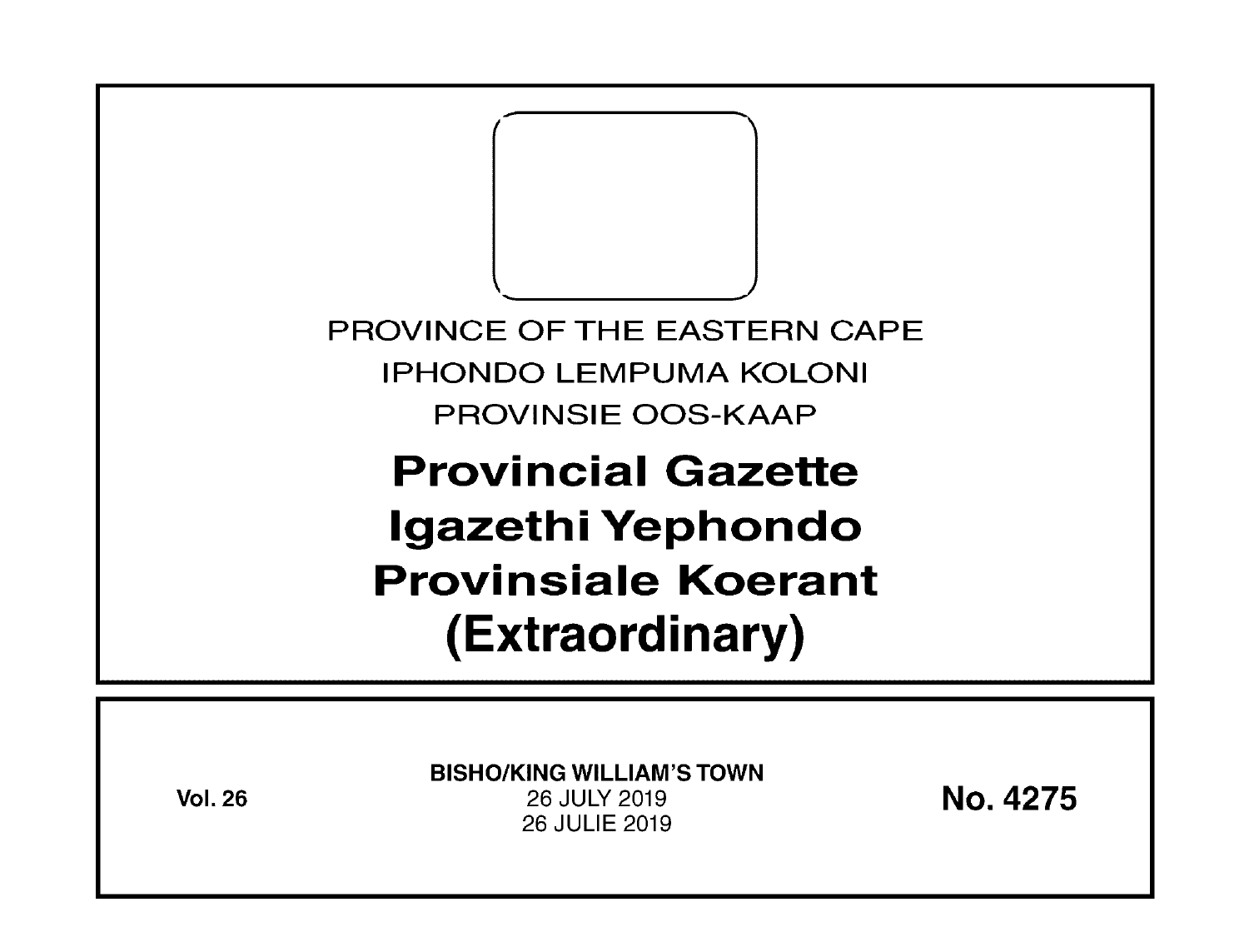PROVINCE OF THE EASTERN CAPE

IPHONDO LEMPUMA KOLONI

PROVINSIE OOS-KAAP

# Provincial Gazette
# Igazethi Yephondo
# Provinsiale Koerant
# (Extraordinary)

**Vol. 26**

**BISHO/KING WILLIAM'S TOWN**

26 JULY 2019

26 JULIE 2019

**No. 4275**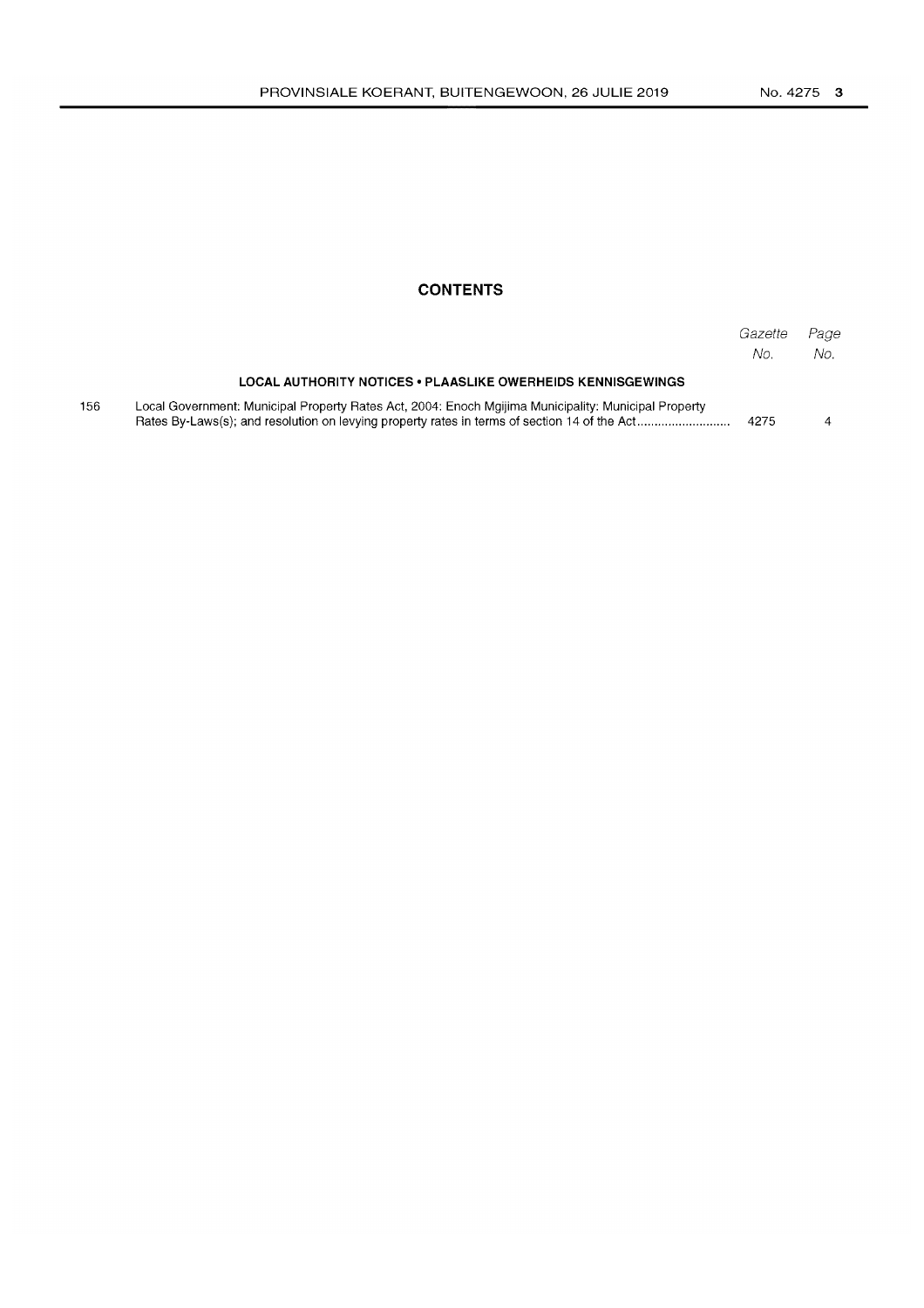## CONTENTS

| | | Gazette No. | Page No. |
|---|---|---|---|
| | **LOCAL AUTHORITY NOTICES • PLAASLIKE OWERHEIDS KENNISGEWINGS** | | |
| 156 | Local Government: Municipal Property Rates Act, 2004: Enoch Mgijima Municipality: Municipal Property Rates By-Laws(s); and resolution on levying property rates in terms of section 14 of the Act | 4275 | 4 |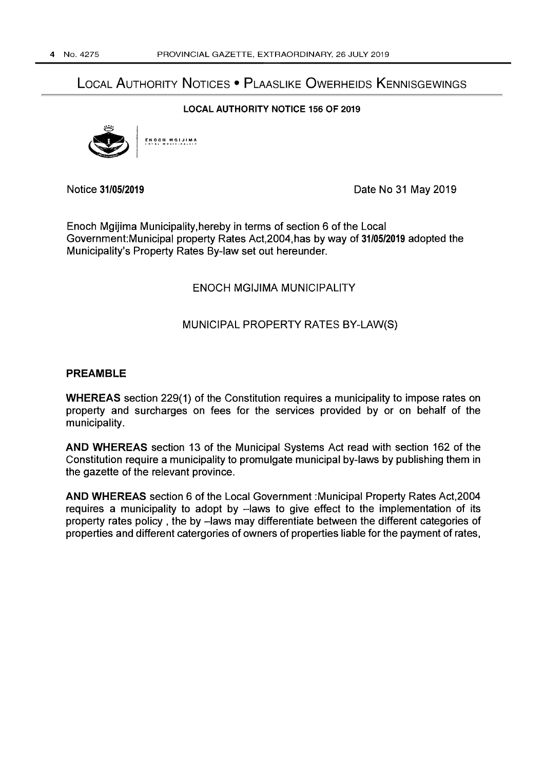## LOCAL AUTHORITY NOTICES • PLAASLIKE OWERHEIDS KENNISGEWINGS

### LOCAL AUTHORITY NOTICE 156 OF 2019

ENOCH MGIJIMA LOCAL MUNICIPALITY

Notice **31/05/2019** Date No 31 May 2019

Enoch Mgijima Municipality,hereby in terms of section 6 of the Local Government:Municipal property Rates Act,2004,has by way of **31/05/2019** adopted the Municipality's Property Rates By-law set out hereunder.

ENOCH MGIJIMA MUNICIPALITY

MUNICIPAL PROPERTY RATES BY-LAW(S)

**PREAMBLE**

**WHEREAS** section 229(1) of the Constitution requires a municipality to impose rates on property and surcharges on fees for the services provided by or on behalf of the municipality.

**AND WHEREAS** section 13 of the Municipal Systems Act read with section 162 of the Constitution require a municipality to promulgate municipal by-laws by publishing them in the gazette of the relevant province.

**AND WHEREAS** section 6 of the Local Government :Municipal Property Rates Act,2004 requires a municipality to adopt by –laws to give effect to the implementation of its property rates policy , the by –laws may differentiate between the different categories of properties and different catergories of owners of properties liable for the payment of rates,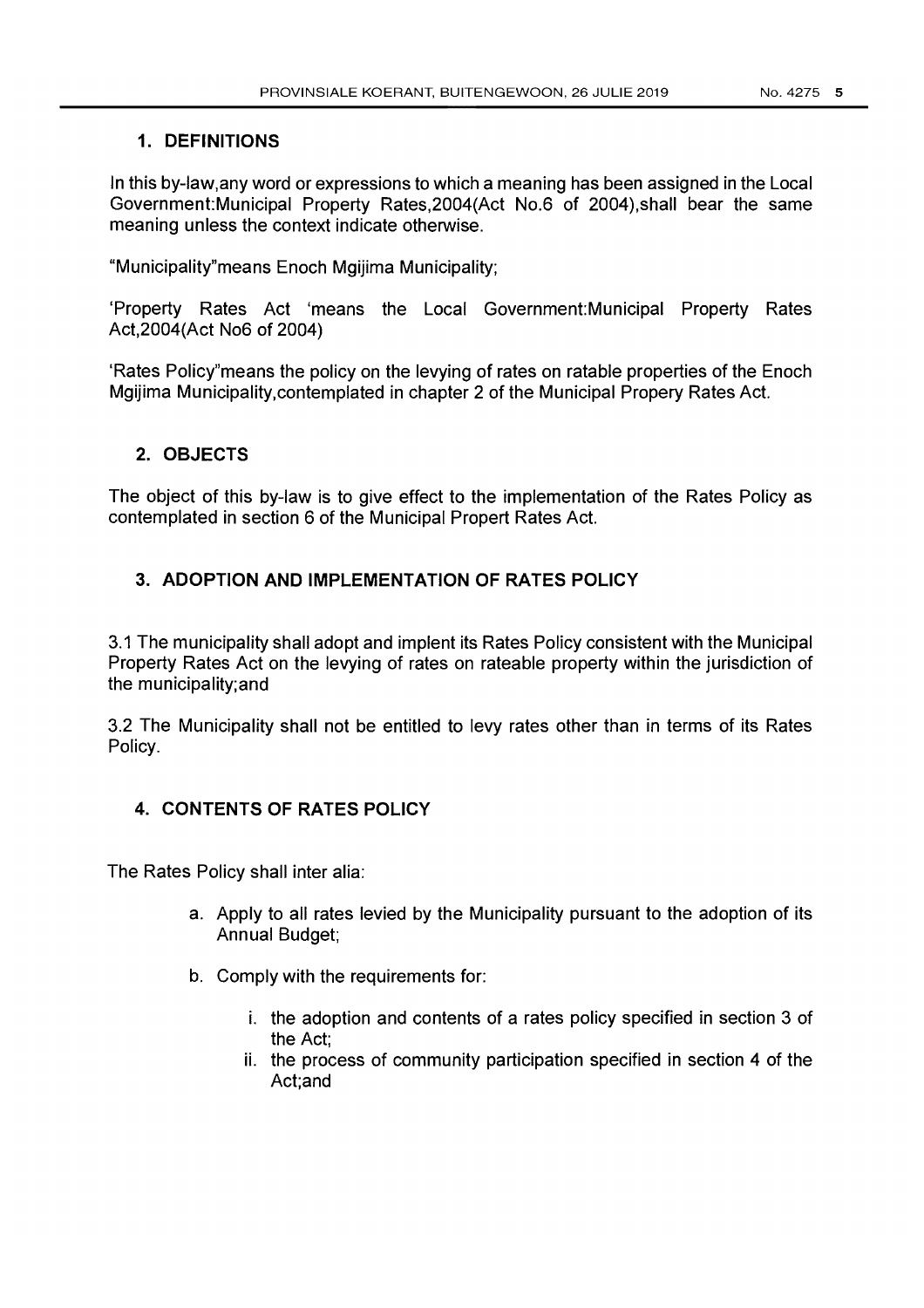## 1. DEFINITIONS

In this by-law,any word or expressions to which a meaning has been assigned in the Local Government:Municipal Property Rates,2004(Act No.6 of 2004),shall bear the same meaning unless the context indicate otherwise.

"Municipality"means Enoch Mgijima Municipality;

'Property Rates Act 'means the Local Government:Municipal Property Rates Act,2004(Act No6 of 2004)

'Rates Policy"means the policy on the levying of rates on ratable properties of the Enoch Mgijima Municipality,contemplated in chapter 2 of the Municipal Propery Rates Act.

## 2. OBJECTS

The object of this by-law is to give effect to the implementation of the Rates Policy as contemplated in section 6 of the Municipal Propert Rates Act.

## 3. ADOPTION AND IMPLEMENTATION OF RATES POLICY

3.1 The municipality shall adopt and implent its Rates Policy consistent with the Municipal Property Rates Act on the levying of rates on rateable property within the jurisdiction of the municipality;and

3.2 The Municipality shall not be entitled to levy rates other than in terms of its Rates Policy.

## 4. CONTENTS OF RATES POLICY

The Rates Policy shall inter alia:

a. Apply to all rates levied by the Municipality pursuant to the adoption of its Annual Budget;

b. Comply with the requirements for:

   i. the adoption and contents of a rates policy specified in section 3 of the Act;
   ii. the process of community participation specified in section 4 of the Act;and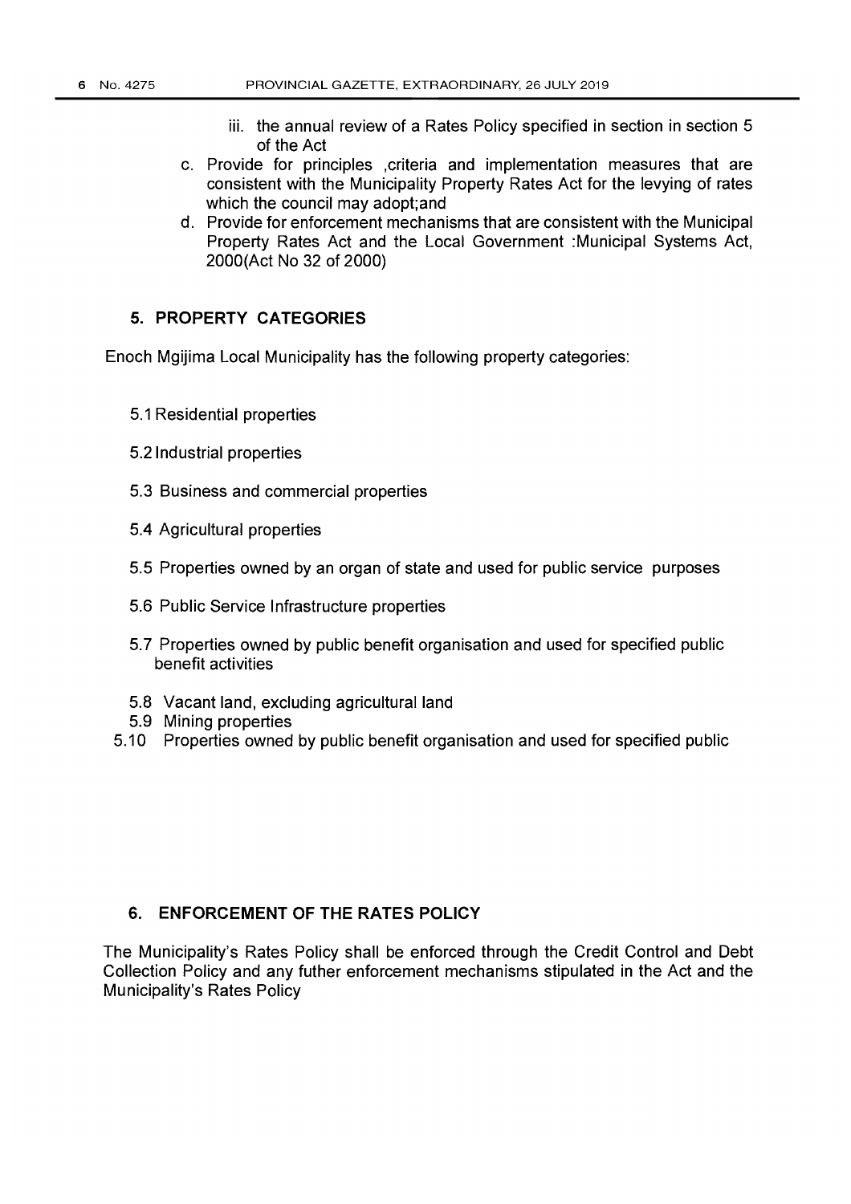iii. the annual review of a Rates Policy specified in section in section 5 of the Act

c. Provide for principles ,criteria and implementation measures that are consistent with the Municipality Property Rates Act for the levying of rates which the council may adopt;and

d. Provide for enforcement mechanisms that are consistent with the Municipal Property Rates Act and the Local Government :Municipal Systems Act, 2000(Act No 32 of 2000)

### 5. PROPERTY CATEGORIES

Enoch Mgijima Local Municipality has the following property categories:

5.1 Residential properties

5.2 Industrial properties

5.3 Business and commercial properties

5.4 Agricultural properties

5.5 Properties owned by an organ of state and used for public service purposes

5.6 Public Service Infrastructure properties

5.7 Properties owned by public benefit organisation and used for specified public benefit activities

5.8 Vacant land, excluding agricultural land

5.9 Mining properties

5.10 Properties owned by public benefit organisation and used for specified public

### 6. ENFORCEMENT OF THE RATES POLICY

The Municipality's Rates Policy shall be enforced through the Credit Control and Debt Collection Policy and any futher enforcement mechanisms stipulated in the Act and the Municipality's Rates Policy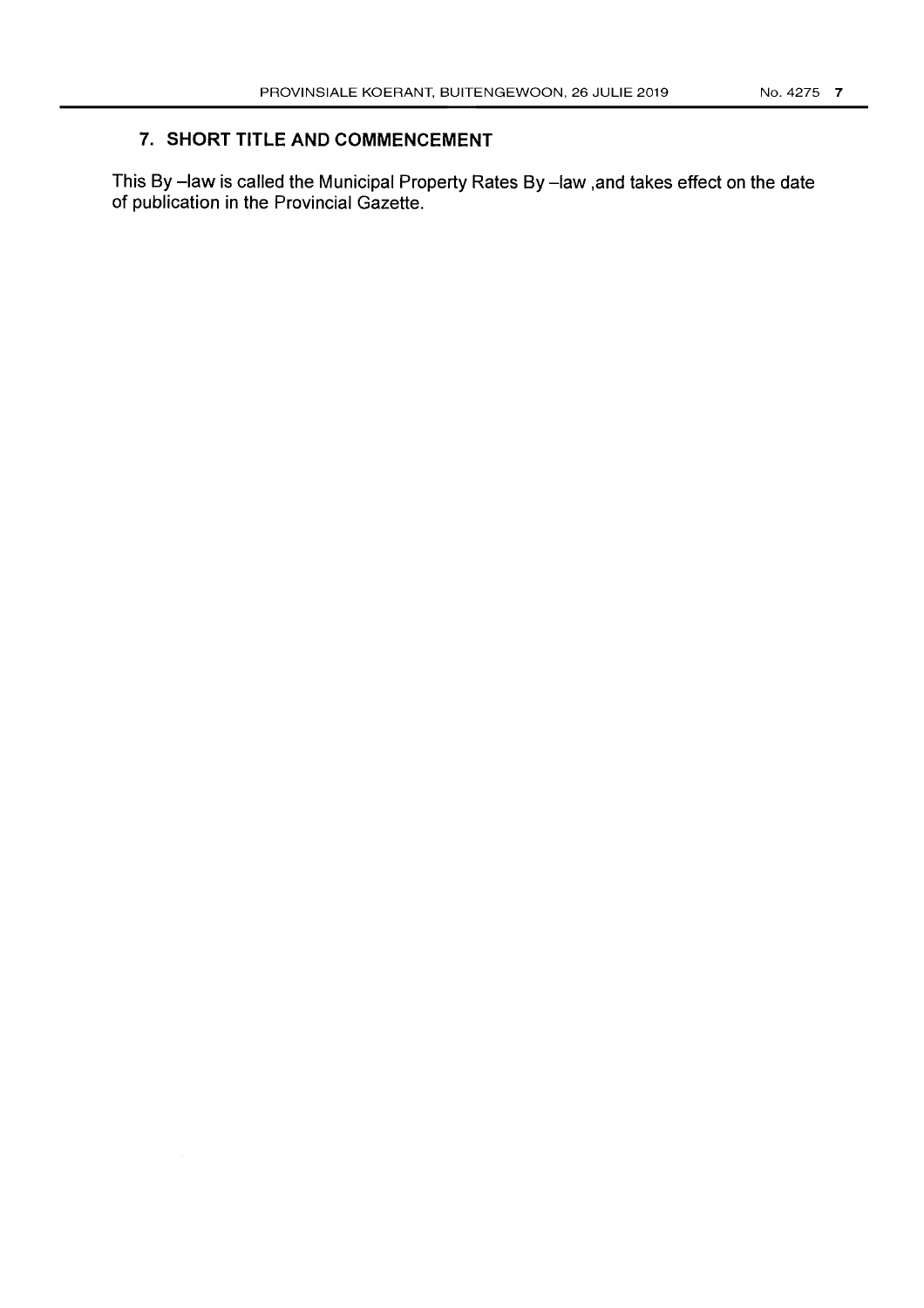## 7. SHORT TITLE AND COMMENCEMENT

This By –law is called the Municipal Property Rates By –law ,and takes effect on the date of publication in the Provincial Gazette.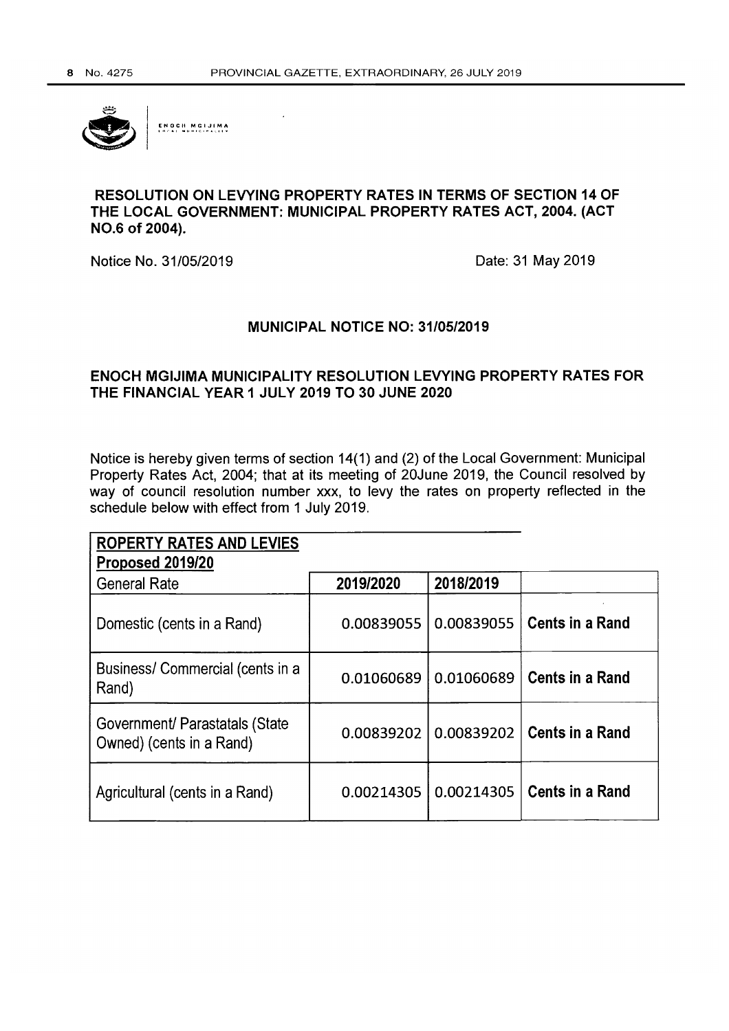ENOCH MGIJIMA

**RESOLUTION ON LEVYING PROPERTY RATES IN TERMS OF SECTION 14 OF THE LOCAL GOVERNMENT: MUNICIPAL PROPERTY RATES ACT, 2004. (ACT NO.6 of 2004).**

Notice No. 31/05/2019 Date: 31 May 2019

**MUNICIPAL NOTICE NO: 31/05/2019**

**ENOCH MGIJIMA MUNICIPALITY RESOLUTION LEVYING PROPERTY RATES FOR THE FINANCIAL YEAR 1 JULY 2019 TO 30 JUNE 2020**

Notice is hereby given terms of section 14(1) and (2) of the Local Government: Municipal Property Rates Act, 2004; that at its meeting of 20June 2019, the Council resolved by way of council resolution number xxx, to levy the rates on property reflected in the schedule below with effect from 1 July 2019.

| **ROPERTY RATES AND LEVIES** **Proposed 2019/20** | | | |
|---|---|---|---|
| General Rate | **2019/2020** | **2018/2019** | |
| Domestic (cents in a Rand) | 0.00839055 | 0.00839055 | **Cents in a Rand** |
| Business/ Commercial (cents in a Rand) | 0.01060689 | 0.01060689 | **Cents in a Rand** |
| Government/ Parastatals (State Owned) (cents in a Rand) | 0.00839202 | 0.00839202 | **Cents in a Rand** |
| Agricultural (cents in a Rand) | 0.00214305 | 0.00214305 | **Cents in a Rand** |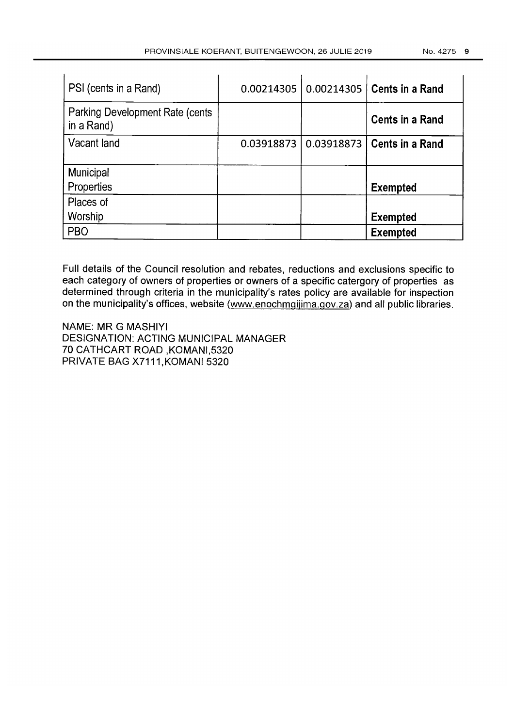| | | | |
|---|---|---|---|
| PSI (cents in a Rand) | 0.00214305 | 0.00214305 | **Cents in a Rand** |
| Parking Development Rate (cents in a Rand) | | | **Cents in a Rand** |
| Vacant land | 0.03918873 | 0.03918873 | **Cents in a Rand** |
| Municipal Properties | | | **Exempted** |
| Places of Worship | | | **Exempted** |
| PBO | | | **Exempted** |

Full details of the Council resolution and rebates, reductions and exclusions specific to each category of owners of properties or owners of a specific catergory of properties as determined through criteria in the municipality's rates policy are available for inspection on the municipality's offices, website (www.enochmgijima.gov.za) and all public libraries.

NAME: MR G MASHIYI
DESIGNATION: ACTING MUNICIPAL MANAGER
70 CATHCART ROAD ,KOMANI,5320
PRIVATE BAG X7111,KOMANI 5320